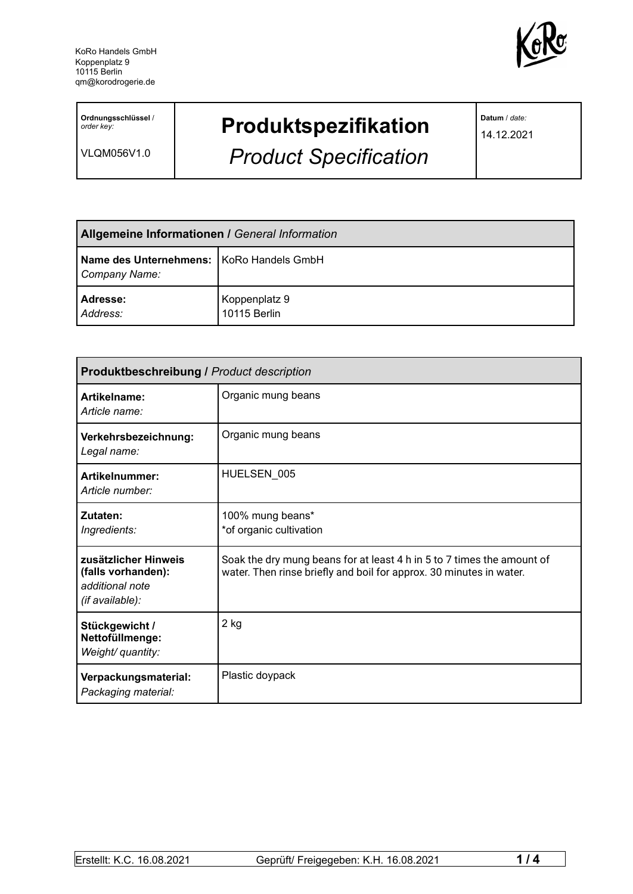KoRo Handels GmbH
Koppenplatz 9
10115 Berlin
qm@korodrogerie.de

| **Ordnungsschlüssel** / *order key:* VLQM056V1.0 | **Produktspezifikation** *Product Specification* | **Datum** / *date:* 14.12.2021 |
|---|---|---|

| **Allgemeine Informationen /** *General Information* | |
|---|---|
| **Name des Unternehmens:** *Company Name:* | KoRo Handels GmbH |
| **Adresse:** *Address:* | Koppenplatz 9<br>10115 Berlin |

| **Produktbeschreibung /** *Product description* | |
|---|---|
| **Artikelname:** *Article name:* | Organic mung beans |
| **Verkehrsbezeichnung:** *Legal name:* | Organic mung beans |
| **Artikelnummer:** *Article number:* | HUELSEN_005 |
| **Zutaten:** *Ingredients:* | 100% mung beans*<br>*of organic cultivation |
| **zusätzlicher Hinweis (falls vorhanden):** *additional note (if available):* | Soak the dry mung beans for at least 4 h in 5 to 7 times the amount of water. Then rinse briefly and boil for approx. 30 minutes in water. |
| **Stückgewicht / Nettofüllmenge:** *Weight/ quantity:* | 2 kg |
| **Verpackungsmaterial:** *Packaging material:* | Plastic doypack |

Erstellt: K.C. 16.08.2021 | Geprüft/ Freigegeben: K.H. 16.08.2021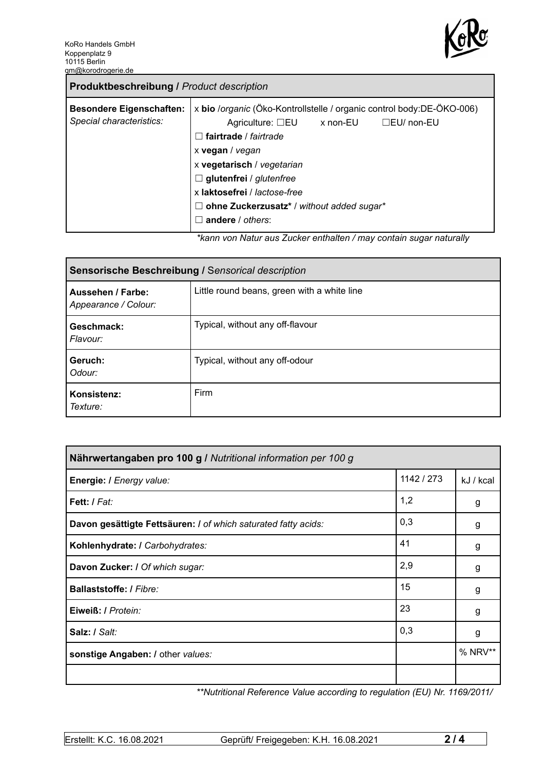KoRo Handels GmbH
Koppenplatz 9
10115 Berlin
qm@korodrogerie.de

| **Produktbeschreibung /** *Product description* | |
|---|---|
| **Besondere Eigenschaften:** *Special characteristics:* | x **bio** /*organic* (Öko-Kontrollstelle / organic control body:DE-ÖKO-006)<br>Agriculture: ☐EU x non-EU ☐EU/ non-EU<br>☐ **fairtrade** / *fairtrade*<br>x **vegan** / *vegan*<br>x **vegetarisch** / *vegetarian*<br>☐ **glutenfrei** / *glutenfree*<br>x **laktosefrei** / *lactose-free*<br>☐ **ohne Zuckerzusatz*** / *without added sugar**<br>☐ **andere** / *others*: |

*\*kann von Natur aus Zucker enthalten / may contain sugar naturally*

| **Sensorische Beschreibung /** S*ensorical description* | |
|---|---|
| **Aussehen / Farbe:** *Appearance / Colour:* | Little round beans, green with a white line |
| **Geschmack:** *Flavour:* | Typical, without any off-flavour |
| **Geruch:** *Odour:* | Typical, without any off-odour |
| **Konsistenz:** *Texture:* | Firm |

| **Nährwertangaben pro 100 g /** *Nutritional information per 100 g* | | |
|---|---|---|
| **Energie: /** *Energy value:* | 1142 / 273 | kJ / kcal |
| **Fett: /** *Fat:* | 1,2 | g |
| **Davon gesättigte Fettsäuren: /** *of which saturated fatty acids:* | 0,3 | g |
| **Kohlenhydrate: /** *Carbohydrates:* | 41 | g |
| **Davon Zucker: /** *Of which sugar:* | 2,9 | g |
| **Ballaststoffe: /** *Fibre:* | 15 | g |
| **Eiweiß: /** *Protein:* | 23 | g |
| **Salz: /** *Salt:* | 0,3 | g |
| **sonstige Angaben: /** other *values:* | | % NRV** |
| | | |

*\*\*Nutritional Reference Value according to regulation (EU) Nr. 1169/2011/*

Erstellt: K.C. 16.08.2021 Geprüft/ Freigegeben: K.H. 16.08.2021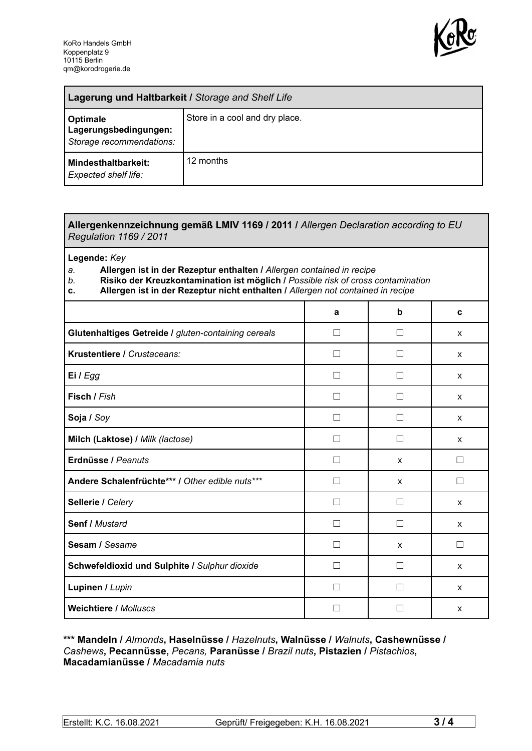KoRo Handels GmbH
Koppenplatz 9
10115 Berlin
qm@korodrogerie.de

| **Lagerung und Haltbarkeit /** *Storage and Shelf Life* | |
|---|---|
| **Optimale Lagerungsbedingungen:** *Storage recommendations:* | Store in a cool and dry place. |
| **Mindesthaltbarkeit:** *Expected shelf life:* | 12 months |

**Allergenkennzeichnung gemäß LMIV 1169 / 2011 /** *Allergen Declaration according to EU Regulation 1169 / 2011*

**Legende:** *Key*

*a.* **Allergen ist in der Rezeptur enthalten /** *Allergen contained in recipe*
*b.* **Risiko der Kreuzkontamination ist möglich /** *Possible risk of cross contamination*
**c.** **Allergen ist in der Rezeptur nicht enthalten /** *Allergen not contained in recipe*

| | a | b | c |
|---|---|---|---|
| **Glutenhaltiges Getreide /** *gluten-containing cereals* | ☐ | ☐ | x |
| **Krustentiere /** *Crustaceans:* | ☐ | ☐ | x |
| **Ei /** *Egg* | ☐ | ☐ | x |
| **Fisch /** *Fish* | ☐ | ☐ | x |
| **Soja /** *Soy* | ☐ | ☐ | x |
| **Milch (Laktose) /** *Milk (lactose)* | ☐ | ☐ | x |
| **Erdnüsse /** *Peanuts* | ☐ | x | ☐ |
| **Andere Schalenfrüchte\*\*\* /** *Other edible nuts\*\*\** | ☐ | x | ☐ |
| **Sellerie /** *Celery* | ☐ | ☐ | x |
| **Senf /** *Mustard* | ☐ | ☐ | x |
| **Sesam /** *Sesame* | ☐ | x | ☐ |
| **Schwefeldioxid und Sulphite /** *Sulphur dioxide* | ☐ | ☐ | x |
| **Lupinen /** *Lupin* | ☐ | ☐ | x |
| **Weichtiere /** *Molluscs* | ☐ | ☐ | x |

**\*\*\* Mandeln /** *Almonds*, **Haselnüsse /** *Hazelnuts*, **Walnüsse /** *Walnuts*, **Cashewnüsse /** *Cashews*, **Pecannüsse,** *Pecans,* **Paranüsse /** *Brazil nuts*, **Pistazien /** *Pistachios*, **Macadamianüsse /** *Macadamia nuts*

Erstellt: K.C. 16.08.2021 | Geprüft/ Freigegeben: K.H. 16.08.2021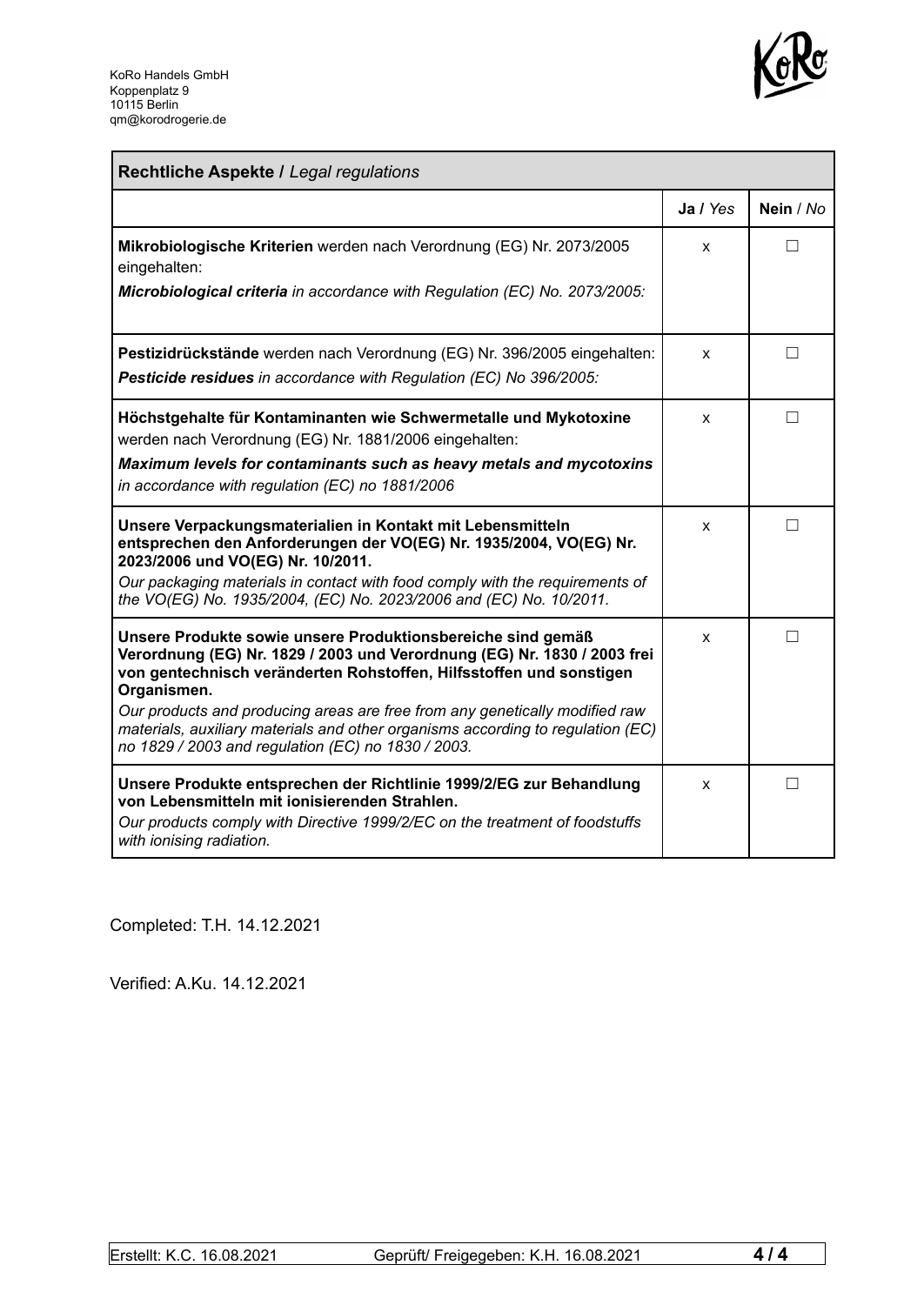KoRo Handels GmbH
Koppenplatz 9
10115 Berlin
qm@korodrogerie.de

| **Rechtliche Aspekte /** *Legal regulations* | | |
|---|---|---|
| | **Ja /** *Yes* | **Nein** / *No* |
| **Mikrobiologische Kriterien** werden nach Verordnung (EG) Nr. 2073/2005 eingehalten: ***Microbiological criteria** in accordance with Regulation (EC) No. 2073/2005:* | x | ☐ |
| **Pestizidrückstände** werden nach Verordnung (EG) Nr. 396/2005 eingehalten: ***Pesticide residues** in accordance with Regulation (EC) No 396/2005:* | x | ☐ |
| **Höchstgehalte für Kontaminanten wie Schwermetalle und Mykotoxine** werden nach Verordnung (EG) Nr. 1881/2006 eingehalten: ***Maximum levels for contaminants such as heavy metals and mycotoxins** in accordance with regulation (EC) no 1881/2006* | x | ☐ |
| **Unsere Verpackungsmaterialien in Kontakt mit Lebensmitteln entsprechen den Anforderungen der VO(EG) Nr. 1935/2004, VO(EG) Nr. 2023/2006 und VO(EG) Nr. 10/2011.** *Our packaging materials in contact with food comply with the requirements of the VO(EG) No. 1935/2004, (EC) No. 2023/2006 and (EC) No. 10/2011.* | x | ☐ |
| **Unsere Produkte sowie unsere Produktionsbereiche sind gemäß Verordnung (EG) Nr. 1829 / 2003 und Verordnung (EG) Nr. 1830 / 2003 frei von gentechnisch veränderten Rohstoffen, Hilfsstoffen und sonstigen Organismen.** *Our products and producing areas are free from any genetically modified raw materials, auxiliary materials and other organisms according to regulation (EC) no 1829 / 2003 and regulation (EC) no 1830 / 2003.* | x | ☐ |
| **Unsere Produkte entsprechen der Richtlinie 1999/2/EG zur Behandlung von Lebensmitteln mit ionisierenden Strahlen.** *Our products comply with Directive 1999/2/EC on the treatment of foodstuffs with ionising radiation.* | x | ☐ |

Completed: T.H. 14.12.2021

Verified: A.Ku. 14.12.2021

Erstellt: K.C. 16.08.2021 Geprüft/ Freigegeben: K.H. 16.08.2021